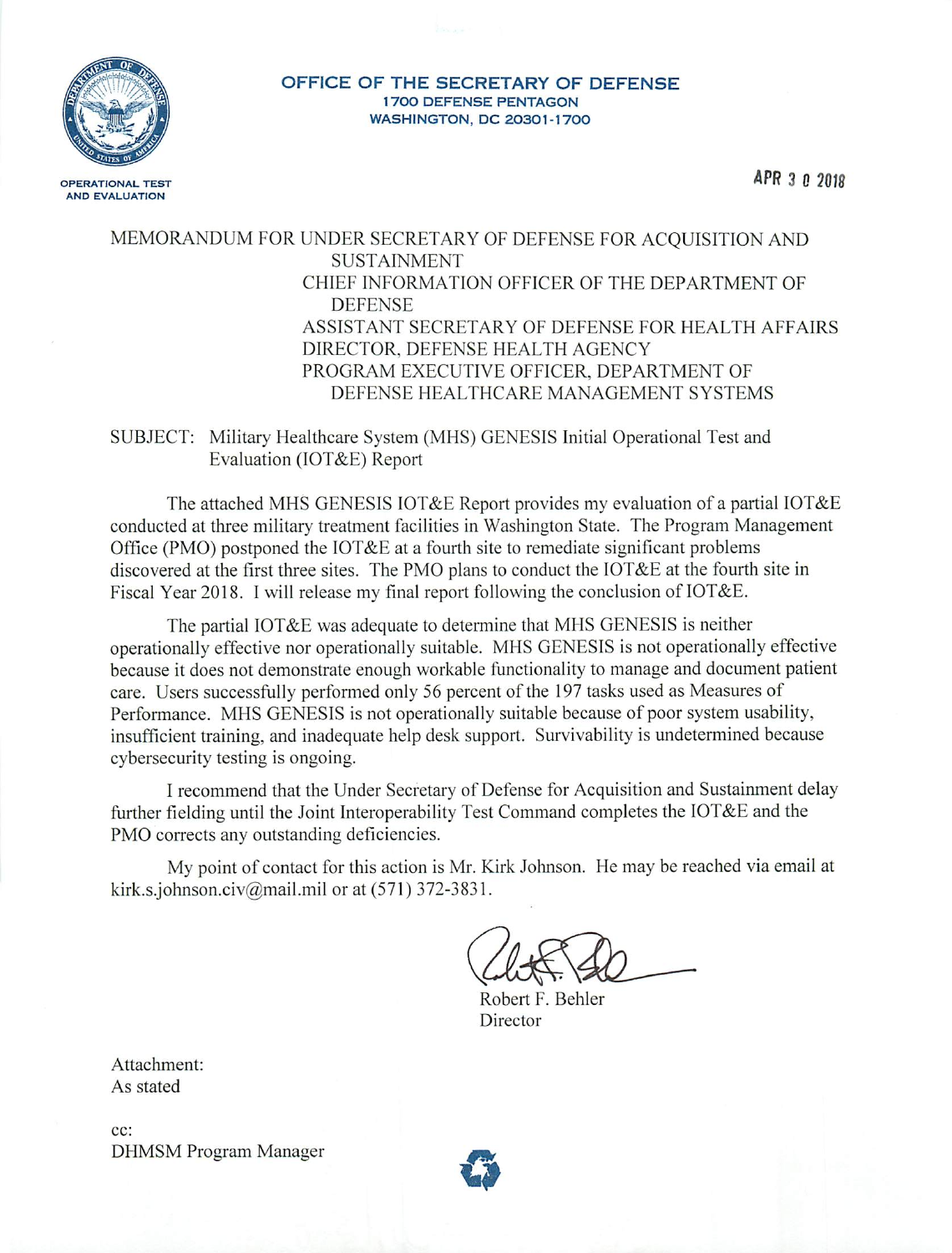**OFFICE OF THE SECRETARY OF DEFENSE**
**1700 DEFENSE PENTAGON**
**WASHINGTON, DC 20301-1700**

OPERATIONAL TEST AND EVALUATION

APR 30 2018

MEMORANDUM FOR UNDER SECRETARY OF DEFENSE FOR ACQUISITION AND SUSTAINMENT
CHIEF INFORMATION OFFICER OF THE DEPARTMENT OF DEFENSE
ASSISTANT SECRETARY OF DEFENSE FOR HEALTH AFFAIRS
DIRECTOR, DEFENSE HEALTH AGENCY
PROGRAM EXECUTIVE OFFICER, DEPARTMENT OF DEFENSE HEALTHCARE MANAGEMENT SYSTEMS

SUBJECT: Military Healthcare System (MHS) GENESIS Initial Operational Test and Evaluation (IOT&E) Report

The attached MHS GENESIS IOT&E Report provides my evaluation of a partial IOT&E conducted at three military treatment facilities in Washington State. The Program Management Office (PMO) postponed the IOT&E at a fourth site to remediate significant problems discovered at the first three sites. The PMO plans to conduct the IOT&E at the fourth site in Fiscal Year 2018. I will release my final report following the conclusion of IOT&E.

The partial IOT&E was adequate to determine that MHS GENESIS is neither operationally effective nor operationally suitable. MHS GENESIS is not operationally effective because it does not demonstrate enough workable functionality to manage and document patient care. Users successfully performed only 56 percent of the 197 tasks used as Measures of Performance. MHS GENESIS is not operationally suitable because of poor system usability, insufficient training, and inadequate help desk support. Survivability is undetermined because cybersecurity testing is ongoing.

I recommend that the Under Secretary of Defense for Acquisition and Sustainment delay further fielding until the Joint Interoperability Test Command completes the IOT&E and the PMO corrects any outstanding deficiencies.

My point of contact for this action is Mr. Kirk Johnson. He may be reached via email at kirk.s.johnson.civ@mail.mil or at (571) 372-3831.

Robert F. Behler
Director

Attachment:
As stated

cc:
DHMSM Program Manager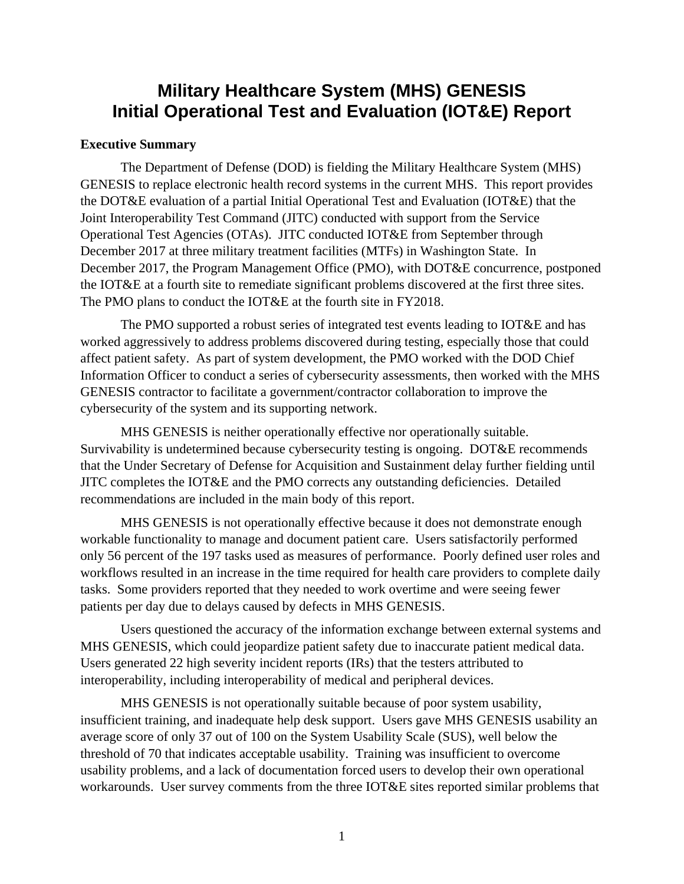# Military Healthcare System (MHS) GENESIS Initial Operational Test and Evaluation (IOT&E) Report

**Executive Summary**

The Department of Defense (DOD) is fielding the Military Healthcare System (MHS) GENESIS to replace electronic health record systems in the current MHS. This report provides the DOT&E evaluation of a partial Initial Operational Test and Evaluation (IOT&E) that the Joint Interoperability Test Command (JITC) conducted with support from the Service Operational Test Agencies (OTAs). JITC conducted IOT&E from September through December 2017 at three military treatment facilities (MTFs) in Washington State. In December 2017, the Program Management Office (PMO), with DOT&E concurrence, postponed the IOT&E at a fourth site to remediate significant problems discovered at the first three sites. The PMO plans to conduct the IOT&E at the fourth site in FY2018.

The PMO supported a robust series of integrated test events leading to IOT&E and has worked aggressively to address problems discovered during testing, especially those that could affect patient safety. As part of system development, the PMO worked with the DOD Chief Information Officer to conduct a series of cybersecurity assessments, then worked with the MHS GENESIS contractor to facilitate a government/contractor collaboration to improve the cybersecurity of the system and its supporting network.

MHS GENESIS is neither operationally effective nor operationally suitable. Survivability is undetermined because cybersecurity testing is ongoing. DOT&E recommends that the Under Secretary of Defense for Acquisition and Sustainment delay further fielding until JITC completes the IOT&E and the PMO corrects any outstanding deficiencies. Detailed recommendations are included in the main body of this report.

MHS GENESIS is not operationally effective because it does not demonstrate enough workable functionality to manage and document patient care. Users satisfactorily performed only 56 percent of the 197 tasks used as measures of performance. Poorly defined user roles and workflows resulted in an increase in the time required for health care providers to complete daily tasks. Some providers reported that they needed to work overtime and were seeing fewer patients per day due to delays caused by defects in MHS GENESIS.

Users questioned the accuracy of the information exchange between external systems and MHS GENESIS, which could jeopardize patient safety due to inaccurate patient medical data. Users generated 22 high severity incident reports (IRs) that the testers attributed to interoperability, including interoperability of medical and peripheral devices.

MHS GENESIS is not operationally suitable because of poor system usability, insufficient training, and inadequate help desk support. Users gave MHS GENESIS usability an average score of only 37 out of 100 on the System Usability Scale (SUS), well below the threshold of 70 that indicates acceptable usability. Training was insufficient to overcome usability problems, and a lack of documentation forced users to develop their own operational workarounds. User survey comments from the three IOT&E sites reported similar problems that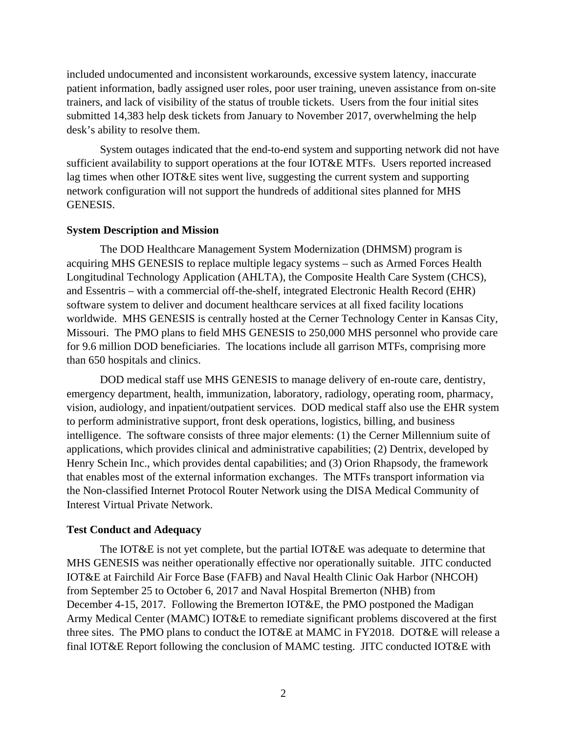included undocumented and inconsistent workarounds, excessive system latency, inaccurate patient information, badly assigned user roles, poor user training, uneven assistance from on-site trainers, and lack of visibility of the status of trouble tickets. Users from the four initial sites submitted 14,383 help desk tickets from January to November 2017, overwhelming the help desk's ability to resolve them.

System outages indicated that the end-to-end system and supporting network did not have sufficient availability to support operations at the four IOT&E MTFs. Users reported increased lag times when other IOT&E sites went live, suggesting the current system and supporting network configuration will not support the hundreds of additional sites planned for MHS GENESIS.

**System Description and Mission**

The DOD Healthcare Management System Modernization (DHMSM) program is acquiring MHS GENESIS to replace multiple legacy systems – such as Armed Forces Health Longitudinal Technology Application (AHLTA), the Composite Health Care System (CHCS), and Essentris – with a commercial off-the-shelf, integrated Electronic Health Record (EHR) software system to deliver and document healthcare services at all fixed facility locations worldwide. MHS GENESIS is centrally hosted at the Cerner Technology Center in Kansas City, Missouri. The PMO plans to field MHS GENESIS to 250,000 MHS personnel who provide care for 9.6 million DOD beneficiaries. The locations include all garrison MTFs, comprising more than 650 hospitals and clinics.

DOD medical staff use MHS GENESIS to manage delivery of en-route care, dentistry, emergency department, health, immunization, laboratory, radiology, operating room, pharmacy, vision, audiology, and inpatient/outpatient services. DOD medical staff also use the EHR system to perform administrative support, front desk operations, logistics, billing, and business intelligence. The software consists of three major elements: (1) the Cerner Millennium suite of applications, which provides clinical and administrative capabilities; (2) Dentrix, developed by Henry Schein Inc., which provides dental capabilities; and (3) Orion Rhapsody, the framework that enables most of the external information exchanges. The MTFs transport information via the Non-classified Internet Protocol Router Network using the DISA Medical Community of Interest Virtual Private Network.

**Test Conduct and Adequacy**

The IOT&E is not yet complete, but the partial IOT&E was adequate to determine that MHS GENESIS was neither operationally effective nor operationally suitable. JITC conducted IOT&E at Fairchild Air Force Base (FAFB) and Naval Health Clinic Oak Harbor (NHCOH) from September 25 to October 6, 2017 and Naval Hospital Bremerton (NHB) from December 4-15, 2017. Following the Bremerton IOT&E, the PMO postponed the Madigan Army Medical Center (MAMC) IOT&E to remediate significant problems discovered at the first three sites. The PMO plans to conduct the IOT&E at MAMC in FY2018. DOT&E will release a final IOT&E Report following the conclusion of MAMC testing. JITC conducted IOT&E with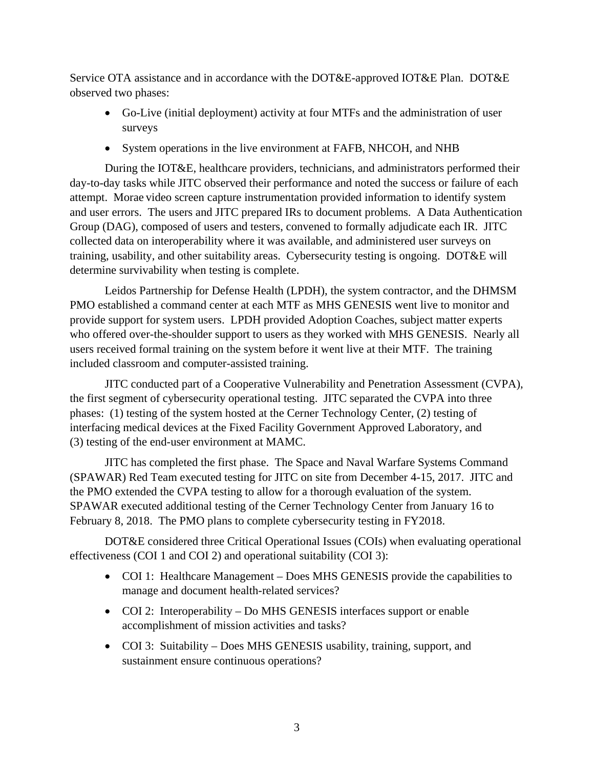Service OTA assistance and in accordance with the DOT&E-approved IOT&E Plan. DOT&E observed two phases:

- Go-Live (initial deployment) activity at four MTFs and the administration of user surveys
- System operations in the live environment at FAFB, NHCOH, and NHB

During the IOT&E, healthcare providers, technicians, and administrators performed their day-to-day tasks while JITC observed their performance and noted the success or failure of each attempt. Morae video screen capture instrumentation provided information to identify system and user errors. The users and JITC prepared IRs to document problems. A Data Authentication Group (DAG), composed of users and testers, convened to formally adjudicate each IR. JITC collected data on interoperability where it was available, and administered user surveys on training, usability, and other suitability areas. Cybersecurity testing is ongoing. DOT&E will determine survivability when testing is complete.

Leidos Partnership for Defense Health (LPDH), the system contractor, and the DHMSM PMO established a command center at each MTF as MHS GENESIS went live to monitor and provide support for system users. LPDH provided Adoption Coaches, subject matter experts who offered over-the-shoulder support to users as they worked with MHS GENESIS. Nearly all users received formal training on the system before it went live at their MTF. The training included classroom and computer-assisted training.

JITC conducted part of a Cooperative Vulnerability and Penetration Assessment (CVPA), the first segment of cybersecurity operational testing. JITC separated the CVPA into three phases: (1) testing of the system hosted at the Cerner Technology Center, (2) testing of interfacing medical devices at the Fixed Facility Government Approved Laboratory, and (3) testing of the end-user environment at MAMC.

JITC has completed the first phase. The Space and Naval Warfare Systems Command (SPAWAR) Red Team executed testing for JITC on site from December 4-15, 2017. JITC and the PMO extended the CVPA testing to allow for a thorough evaluation of the system. SPAWAR executed additional testing of the Cerner Technology Center from January 16 to February 8, 2018. The PMO plans to complete cybersecurity testing in FY2018.

DOT&E considered three Critical Operational Issues (COIs) when evaluating operational effectiveness (COI 1 and COI 2) and operational suitability (COI 3):

- COI 1: Healthcare Management – Does MHS GENESIS provide the capabilities to manage and document health-related services?
- COI 2: Interoperability – Do MHS GENESIS interfaces support or enable accomplishment of mission activities and tasks?
- COI 3: Suitability – Does MHS GENESIS usability, training, support, and sustainment ensure continuous operations?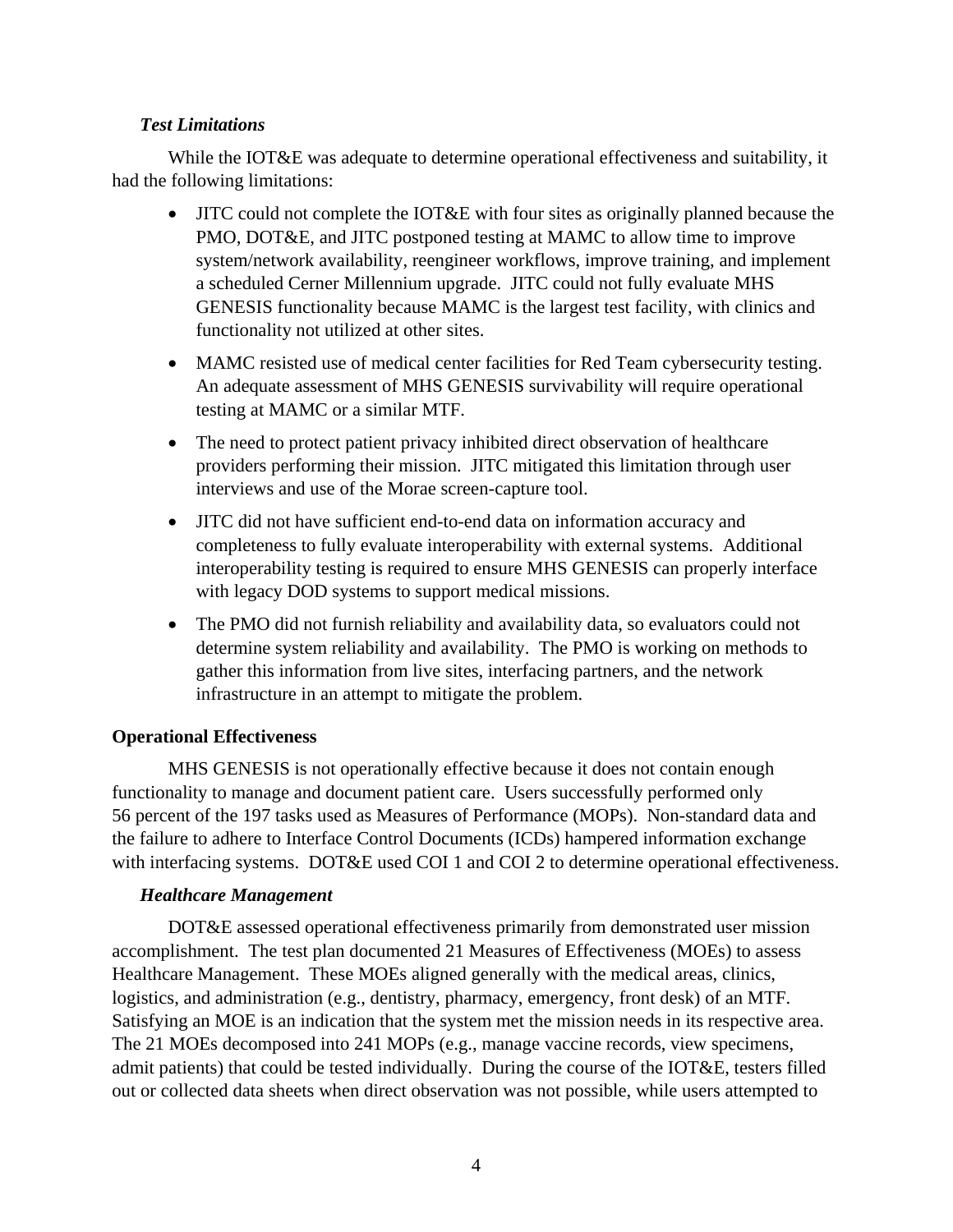### *Test Limitations*

While the IOT&E was adequate to determine operational effectiveness and suitability, it had the following limitations:

- JITC could not complete the IOT&E with four sites as originally planned because the PMO, DOT&E, and JITC postponed testing at MAMC to allow time to improve system/network availability, reengineer workflows, improve training, and implement a scheduled Cerner Millennium upgrade. JITC could not fully evaluate MHS GENESIS functionality because MAMC is the largest test facility, with clinics and functionality not utilized at other sites.
- MAMC resisted use of medical center facilities for Red Team cybersecurity testing. An adequate assessment of MHS GENESIS survivability will require operational testing at MAMC or a similar MTF.
- The need to protect patient privacy inhibited direct observation of healthcare providers performing their mission. JITC mitigated this limitation through user interviews and use of the Morae screen-capture tool.
- JITC did not have sufficient end-to-end data on information accuracy and completeness to fully evaluate interoperability with external systems. Additional interoperability testing is required to ensure MHS GENESIS can properly interface with legacy DOD systems to support medical missions.
- The PMO did not furnish reliability and availability data, so evaluators could not determine system reliability and availability. The PMO is working on methods to gather this information from live sites, interfacing partners, and the network infrastructure in an attempt to mitigate the problem.

## Operational Effectiveness

MHS GENESIS is not operationally effective because it does not contain enough functionality to manage and document patient care. Users successfully performed only 56 percent of the 197 tasks used as Measures of Performance (MOPs). Non-standard data and the failure to adhere to Interface Control Documents (ICDs) hampered information exchange with interfacing systems. DOT&E used COI 1 and COI 2 to determine operational effectiveness.

### *Healthcare Management*

DOT&E assessed operational effectiveness primarily from demonstrated user mission accomplishment. The test plan documented 21 Measures of Effectiveness (MOEs) to assess Healthcare Management. These MOEs aligned generally with the medical areas, clinics, logistics, and administration (e.g., dentistry, pharmacy, emergency, front desk) of an MTF. Satisfying an MOE is an indication that the system met the mission needs in its respective area. The 21 MOEs decomposed into 241 MOPs (e.g., manage vaccine records, view specimens, admit patients) that could be tested individually. During the course of the IOT&E, testers filled out or collected data sheets when direct observation was not possible, while users attempted to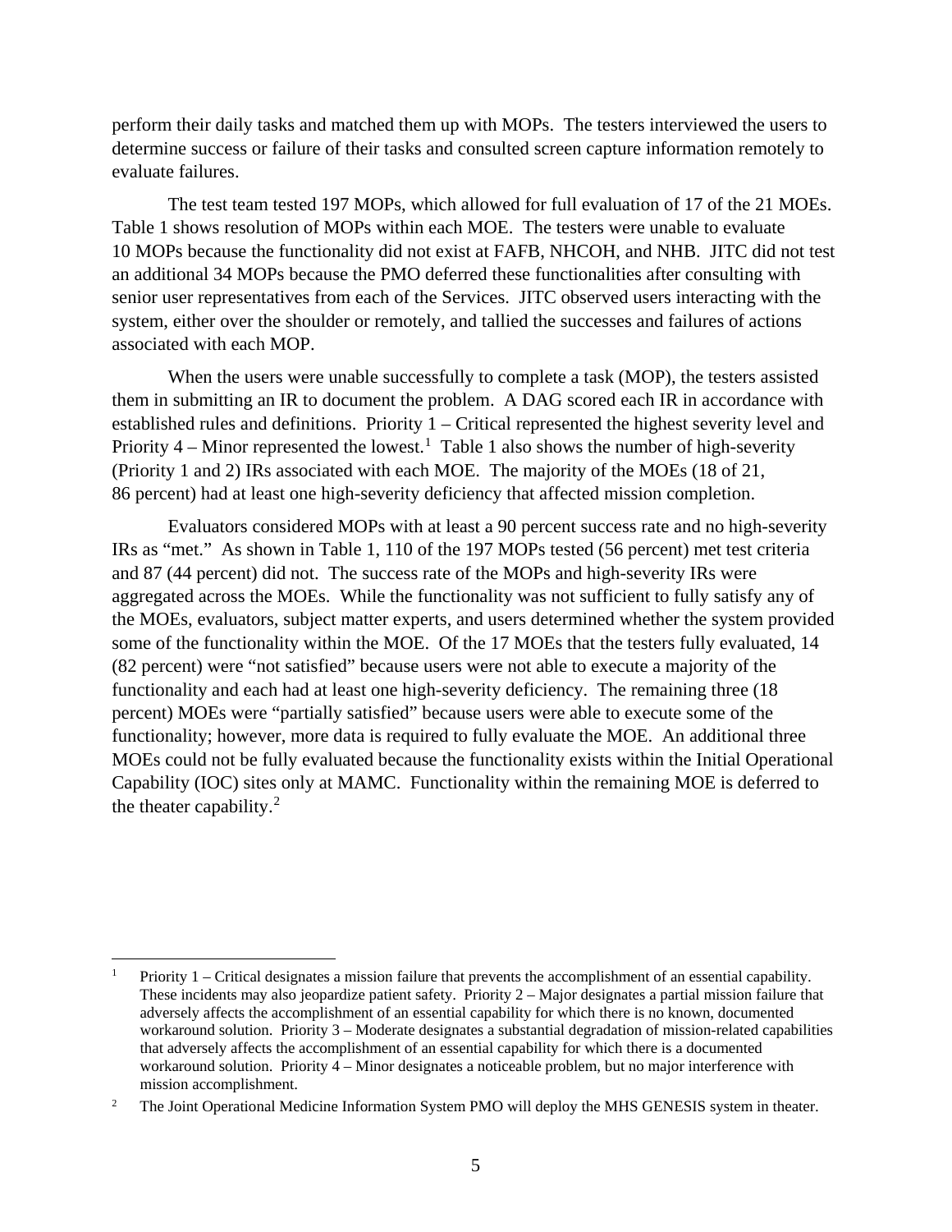perform their daily tasks and matched them up with MOPs. The testers interviewed the users to determine success or failure of their tasks and consulted screen capture information remotely to evaluate failures.

The test team tested 197 MOPs, which allowed for full evaluation of 17 of the 21 MOEs. Table 1 shows resolution of MOPs within each MOE. The testers were unable to evaluate 10 MOPs because the functionality did not exist at FAFB, NHCOH, and NHB. JITC did not test an additional 34 MOPs because the PMO deferred these functionalities after consulting with senior user representatives from each of the Services. JITC observed users interacting with the system, either over the shoulder or remotely, and tallied the successes and failures of actions associated with each MOP.

When the users were unable successfully to complete a task (MOP), the testers assisted them in submitting an IR to document the problem. A DAG scored each IR in accordance with established rules and definitions. Priority 1 – Critical represented the highest severity level and Priority 4 – Minor represented the lowest.[1] Table 1 also shows the number of high-severity (Priority 1 and 2) IRs associated with each MOE. The majority of the MOEs (18 of 21, 86 percent) had at least one high-severity deficiency that affected mission completion.

Evaluators considered MOPs with at least a 90 percent success rate and no high-severity IRs as "met." As shown in Table 1, 110 of the 197 MOPs tested (56 percent) met test criteria and 87 (44 percent) did not. The success rate of the MOPs and high-severity IRs were aggregated across the MOEs. While the functionality was not sufficient to fully satisfy any of the MOEs, evaluators, subject matter experts, and users determined whether the system provided some of the functionality within the MOE. Of the 17 MOEs that the testers fully evaluated, 14 (82 percent) were "not satisfied" because users were not able to execute a majority of the functionality and each had at least one high-severity deficiency. The remaining three (18 percent) MOEs were "partially satisfied" because users were able to execute some of the functionality; however, more data is required to fully evaluate the MOE. An additional three MOEs could not be fully evaluated because the functionality exists within the Initial Operational Capability (IOC) sites only at MAMC. Functionality within the remaining MOE is deferred to the theater capability.[2]

---

[1] Priority 1 – Critical designates a mission failure that prevents the accomplishment of an essential capability. These incidents may also jeopardize patient safety. Priority 2 – Major designates a partial mission failure that adversely affects the accomplishment of an essential capability for which there is no known, documented workaround solution. Priority 3 – Moderate designates a substantial degradation of mission-related capabilities that adversely affects the accomplishment of an essential capability for which there is a documented workaround solution. Priority 4 – Minor designates a noticeable problem, but no major interference with mission accomplishment.

[2] The Joint Operational Medicine Information System PMO will deploy the MHS GENESIS system in theater.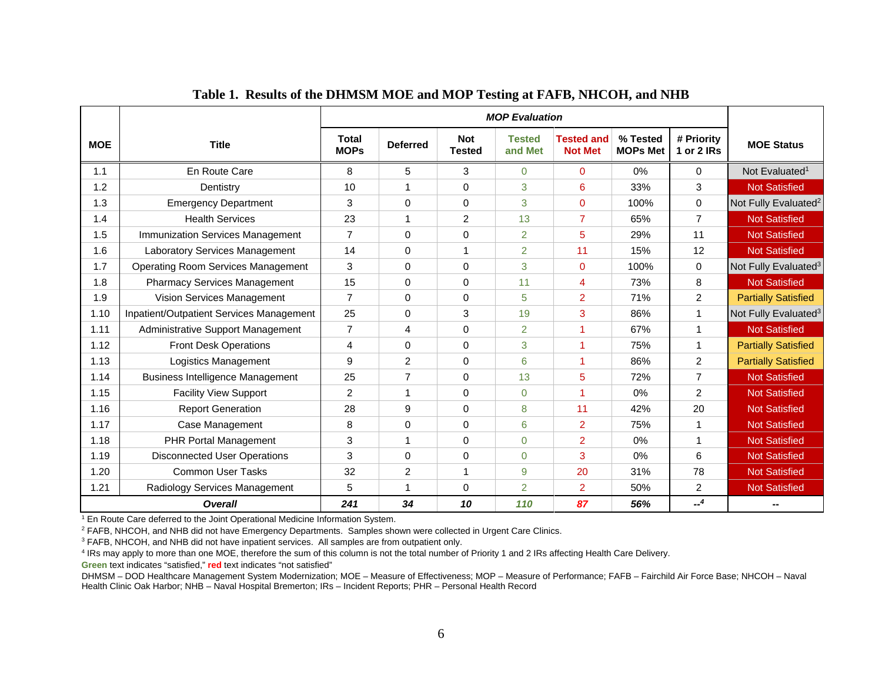**Table 1. Results of the DHMSM MOE and MOP Testing at FAFB, NHCOH, and NHB**

| MOE | Title | MOP Evaluation | | | | | | | MOE Status |
|---|---|---|---|---|---|---|---|---|---|
| | | Total MOPs | Deferred | Not Tested | Tested and Met | Tested and Not Met | % Tested MOPs Met | # Priority 1 or 2 IRs | |
| 1.1 | En Route Care | 8 | 5 | 3 | 0 | 0 | 0% | 0 | Not Evaluated[1] |
| 1.2 | Dentistry | 10 | 1 | 0 | 3 | 6 | 33% | 3 | Not Satisfied |
| 1.3 | Emergency Department | 3 | 0 | 0 | 3 | 0 | 100% | 0 | Not Fully Evaluated[2] |
| 1.4 | Health Services | 23 | 1 | 2 | 13 | 7 | 65% | 7 | Not Satisfied |
| 1.5 | Immunization Services Management | 7 | 0 | 0 | 2 | 5 | 29% | 11 | Not Satisfied |
| 1.6 | Laboratory Services Management | 14 | 0 | 1 | 2 | 11 | 15% | 12 | Not Satisfied |
| 1.7 | Operating Room Services Management | 3 | 0 | 0 | 3 | 0 | 100% | 0 | Not Fully Evaluated[3] |
| 1.8 | Pharmacy Services Management | 15 | 0 | 0 | 11 | 4 | 73% | 8 | Not Satisfied |
| 1.9 | Vision Services Management | 7 | 0 | 0 | 5 | 2 | 71% | 2 | Partially Satisfied |
| 1.10 | Inpatient/Outpatient Services Management | 25 | 0 | 3 | 19 | 3 | 86% | 1 | Not Fully Evaluated[3] |
| 1.11 | Administrative Support Management | 7 | 4 | 0 | 2 | 1 | 67% | 1 | Not Satisfied |
| 1.12 | Front Desk Operations | 4 | 0 | 0 | 3 | 1 | 75% | 1 | Partially Satisfied |
| 1.13 | Logistics Management | 9 | 2 | 0 | 6 | 1 | 86% | 2 | Partially Satisfied |
| 1.14 | Business Intelligence Management | 25 | 7 | 0 | 13 | 5 | 72% | 7 | Not Satisfied |
| 1.15 | Facility View Support | 2 | 1 | 0 | 0 | 1 | 0% | 2 | Not Satisfied |
| 1.16 | Report Generation | 28 | 9 | 0 | 8 | 11 | 42% | 20 | Not Satisfied |
| 1.17 | Case Management | 8 | 0 | 0 | 6 | 2 | 75% | 1 | Not Satisfied |
| 1.18 | PHR Portal Management | 3 | 1 | 0 | 0 | 2 | 0% | 1 | Not Satisfied |
| 1.19 | Disconnected User Operations | 3 | 0 | 0 | 0 | 3 | 0% | 6 | Not Satisfied |
| 1.20 | Common User Tasks | 32 | 2 | 1 | 9 | 20 | 31% | 78 | Not Satisfied |
| 1.21 | Radiology Services Management | 5 | 1 | 0 | 2 | 2 | 50% | 2 | Not Satisfied |
| ***Overall*** | | ***241*** | ***34*** | ***10*** | ***110*** | ***87*** | ***56%*** | ***--***[4] | **--** |

[1] En Route Care deferred to the Joint Operational Medicine Information System.

[2] FAFB, NHCOH, and NHB did not have Emergency Departments. Samples shown were collected in Urgent Care Clinics.

[3] FAFB, NHCOH, and NHB did not have inpatient services. All samples are from outpatient only.

[4] IRs may apply to more than one MOE, therefore the sum of this column is not the total number of Priority 1 and 2 IRs affecting Health Care Delivery.

**Green** text indicates "satisfied," **red** text indicates "not satisfied"

DHMSM – DOD Healthcare Management System Modernization; MOE – Measure of Effectiveness; MOP – Measure of Performance; FAFB – Fairchild Air Force Base; NHCOH – Naval Health Clinic Oak Harbor; NHB – Naval Hospital Bremerton; IRs – Incident Reports; PHR – Personal Health Record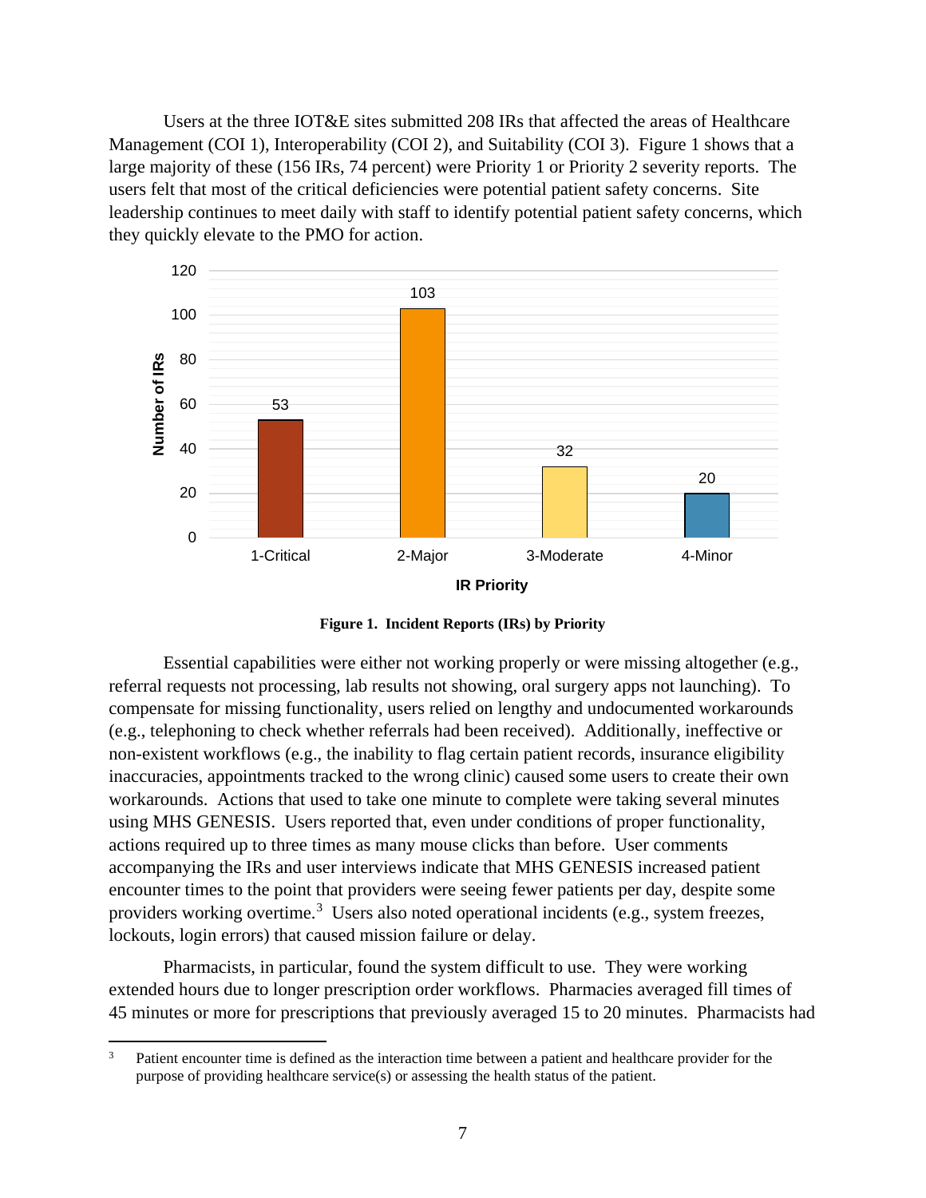Users at the three IOT&E sites submitted 208 IRs that affected the areas of Healthcare Management (COI 1), Interoperability (COI 2), and Suitability (COI 3). Figure 1 shows that a large majority of these (156 IRs, 74 percent) were Priority 1 or Priority 2 severity reports. The users felt that most of the critical deficiencies were potential patient safety concerns. Site leadership continues to meet daily with staff to identify potential patient safety concerns, which they quickly elevate to the PMO for action.

| IR Priority | Number of IRs |
|---|---|
| 1-Critical | 53 |
| 2-Major | 103 |
| 3-Moderate | 32 |
| 4-Minor | 20 |

**Figure 1. Incident Reports (IRs) by Priority**

Essential capabilities were either not working properly or were missing altogether (e.g., referral requests not processing, lab results not showing, oral surgery apps not launching). To compensate for missing functionality, users relied on lengthy and undocumented workarounds (e.g., telephoning to check whether referrals had been received). Additionally, ineffective or non-existent workflows (e.g., the inability to flag certain patient records, insurance eligibility inaccuracies, appointments tracked to the wrong clinic) caused some users to create their own workarounds. Actions that used to take one minute to complete were taking several minutes using MHS GENESIS. Users reported that, even under conditions of proper functionality, actions required up to three times as many mouse clicks than before. User comments accompanying the IRs and user interviews indicate that MHS GENESIS increased patient encounter times to the point that providers were seeing fewer patients per day, despite some providers working overtime.[3] Users also noted operational incidents (e.g., system freezes, lockouts, login errors) that caused mission failure or delay.

Pharmacists, in particular, found the system difficult to use. They were working extended hours due to longer prescription order workflows. Pharmacies averaged fill times of 45 minutes or more for prescriptions that previously averaged 15 to 20 minutes. Pharmacists had

[3] Patient encounter time is defined as the interaction time between a patient and healthcare provider for the purpose of providing healthcare service(s) or assessing the health status of the patient.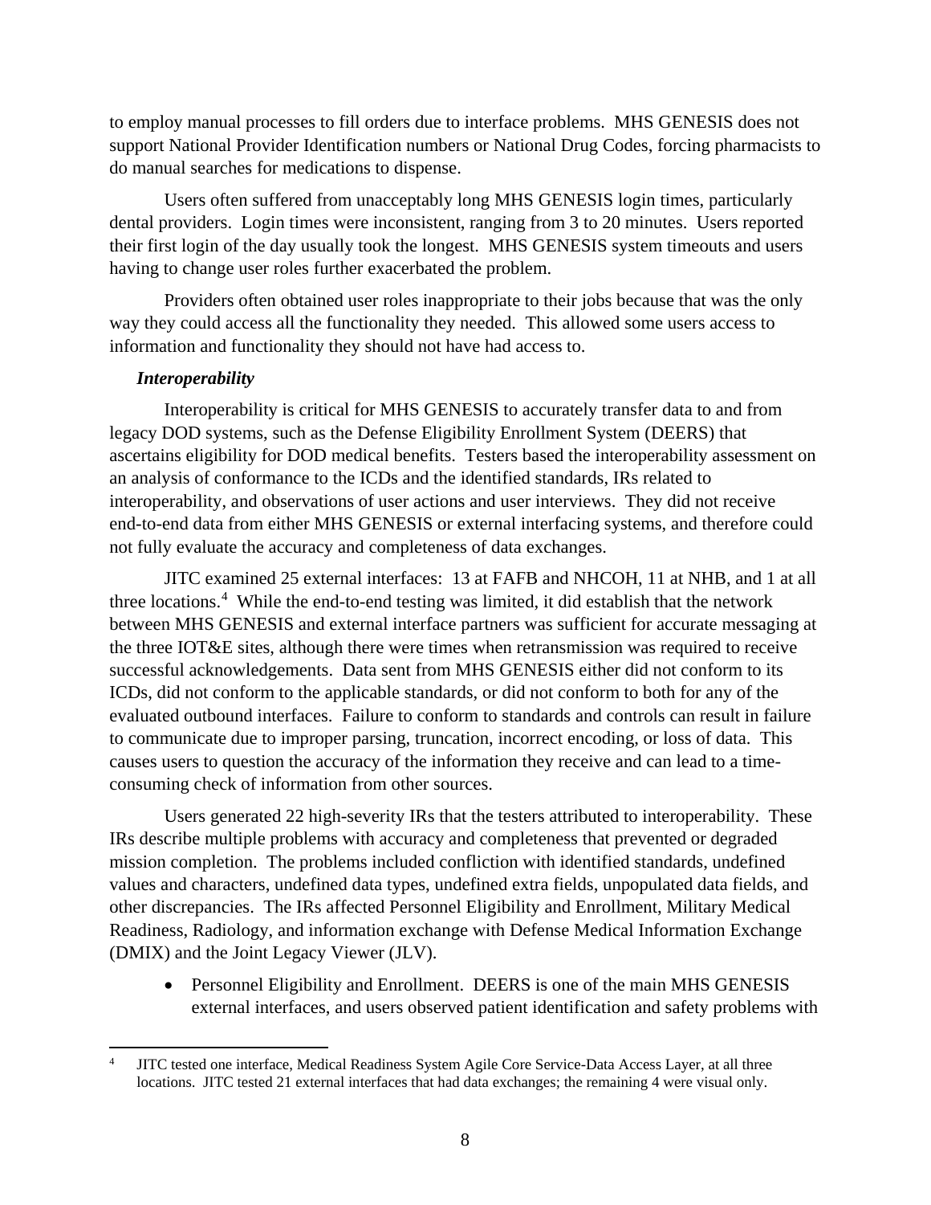to employ manual processes to fill orders due to interface problems. MHS GENESIS does not support National Provider Identification numbers or National Drug Codes, forcing pharmacists to do manual searches for medications to dispense.

Users often suffered from unacceptably long MHS GENESIS login times, particularly dental providers. Login times were inconsistent, ranging from 3 to 20 minutes. Users reported their first login of the day usually took the longest. MHS GENESIS system timeouts and users having to change user roles further exacerbated the problem.

Providers often obtained user roles inappropriate to their jobs because that was the only way they could access all the functionality they needed. This allowed some users access to information and functionality they should not have had access to.

***Interoperability***

Interoperability is critical for MHS GENESIS to accurately transfer data to and from legacy DOD systems, such as the Defense Eligibility Enrollment System (DEERS) that ascertains eligibility for DOD medical benefits. Testers based the interoperability assessment on an analysis of conformance to the ICDs and the identified standards, IRs related to interoperability, and observations of user actions and user interviews. They did not receive end-to-end data from either MHS GENESIS or external interfacing systems, and therefore could not fully evaluate the accuracy and completeness of data exchanges.

JITC examined 25 external interfaces: 13 at FAFB and NHCOH, 11 at NHB, and 1 at all three locations.[4] While the end-to-end testing was limited, it did establish that the network between MHS GENESIS and external interface partners was sufficient for accurate messaging at the three IOT&E sites, although there were times when retransmission was required to receive successful acknowledgements. Data sent from MHS GENESIS either did not conform to its ICDs, did not conform to the applicable standards, or did not conform to both for any of the evaluated outbound interfaces. Failure to conform to standards and controls can result in failure to communicate due to improper parsing, truncation, incorrect encoding, or loss of data. This causes users to question the accuracy of the information they receive and can lead to a time-consuming check of information from other sources.

Users generated 22 high-severity IRs that the testers attributed to interoperability. These IRs describe multiple problems with accuracy and completeness that prevented or degraded mission completion. The problems included confliction with identified standards, undefined values and characters, undefined data types, undefined extra fields, unpopulated data fields, and other discrepancies. The IRs affected Personnel Eligibility and Enrollment, Military Medical Readiness, Radiology, and information exchange with Defense Medical Information Exchange (DMIX) and the Joint Legacy Viewer (JLV).

- Personnel Eligibility and Enrollment. DEERS is one of the main MHS GENESIS external interfaces, and users observed patient identification and safety problems with

---

[4] JITC tested one interface, Medical Readiness System Agile Core Service-Data Access Layer, at all three locations. JITC tested 21 external interfaces that had data exchanges; the remaining 4 were visual only.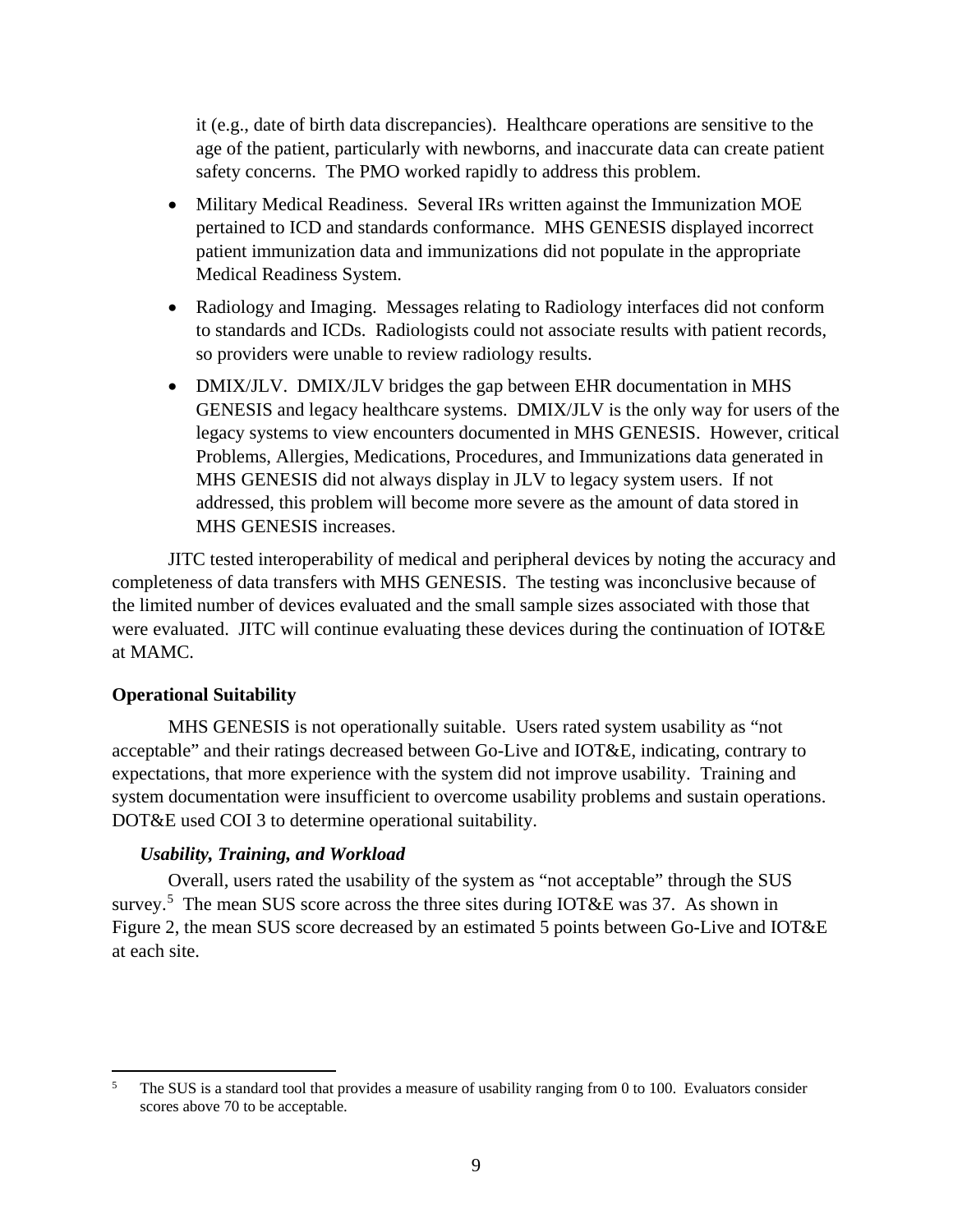it (e.g., date of birth data discrepancies). Healthcare operations are sensitive to the age of the patient, particularly with newborns, and inaccurate data can create patient safety concerns. The PMO worked rapidly to address this problem.

- Military Medical Readiness. Several IRs written against the Immunization MOE pertained to ICD and standards conformance. MHS GENESIS displayed incorrect patient immunization data and immunizations did not populate in the appropriate Medical Readiness System.
- Radiology and Imaging. Messages relating to Radiology interfaces did not conform to standards and ICDs. Radiologists could not associate results with patient records, so providers were unable to review radiology results.
- DMIX/JLV. DMIX/JLV bridges the gap between EHR documentation in MHS GENESIS and legacy healthcare systems. DMIX/JLV is the only way for users of the legacy systems to view encounters documented in MHS GENESIS. However, critical Problems, Allergies, Medications, Procedures, and Immunizations data generated in MHS GENESIS did not always display in JLV to legacy system users. If not addressed, this problem will become more severe as the amount of data stored in MHS GENESIS increases.

JITC tested interoperability of medical and peripheral devices by noting the accuracy and completeness of data transfers with MHS GENESIS. The testing was inconclusive because of the limited number of devices evaluated and the small sample sizes associated with those that were evaluated. JITC will continue evaluating these devices during the continuation of IOT&E at MAMC.

**Operational Suitability**

MHS GENESIS is not operationally suitable. Users rated system usability as "not acceptable" and their ratings decreased between Go-Live and IOT&E, indicating, contrary to expectations, that more experience with the system did not improve usability. Training and system documentation were insufficient to overcome usability problems and sustain operations. DOT&E used COI 3 to determine operational suitability.

***Usability, Training, and Workload***

Overall, users rated the usability of the system as "not acceptable" through the SUS survey.[5] The mean SUS score across the three sites during IOT&E was 37. As shown in Figure 2, the mean SUS score decreased by an estimated 5 points between Go-Live and IOT&E at each site.

[5] The SUS is a standard tool that provides a measure of usability ranging from 0 to 100. Evaluators consider scores above 70 to be acceptable.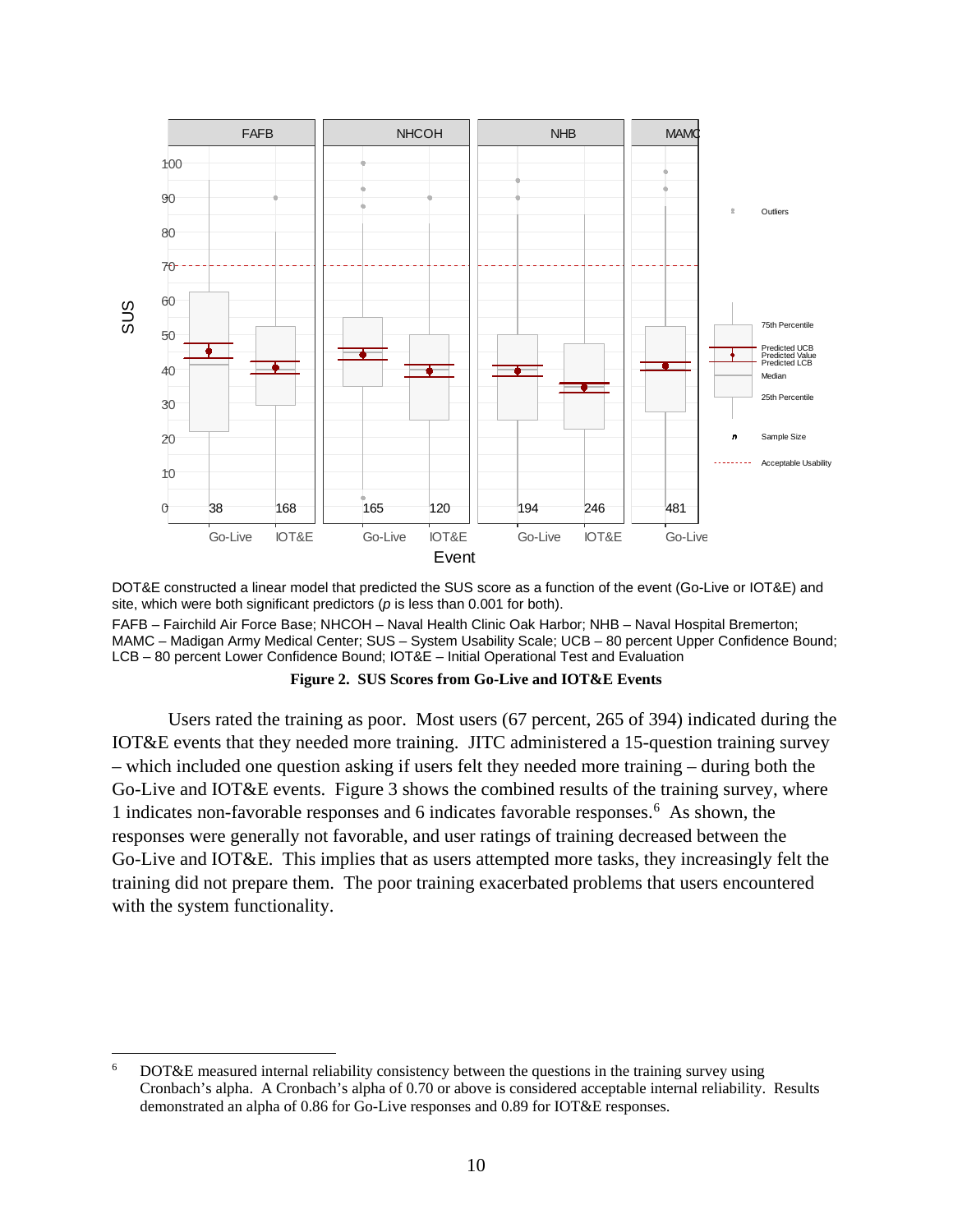DOT&E constructed a linear model that predicted the SUS score as a function of the event (Go-Live or IOT&E) and site, which were both significant predictors (*p* is less than 0.001 for both).

FAFB – Fairchild Air Force Base; NHCOH – Naval Health Clinic Oak Harbor; NHB – Naval Hospital Bremerton; MAMC – Madigan Army Medical Center; SUS – System Usability Scale; UCB – 80 percent Upper Confidence Bound; LCB – 80 percent Lower Confidence Bound; IOT&E – Initial Operational Test and Evaluation

**Figure 2. SUS Scores from Go-Live and IOT&E Events**

Users rated the training as poor. Most users (67 percent, 265 of 394) indicated during the IOT&E events that they needed more training. JITC administered a 15-question training survey – which included one question asking if users felt they needed more training – during both the Go-Live and IOT&E events. Figure 3 shows the combined results of the training survey, where 1 indicates non-favorable responses and 6 indicates favorable responses.[6] As shown, the responses were generally not favorable, and user ratings of training decreased between the Go-Live and IOT&E. This implies that as users attempted more tasks, they increasingly felt the training did not prepare them. The poor training exacerbated problems that users encountered with the system functionality.

[6] DOT&E measured internal reliability consistency between the questions in the training survey using Cronbach's alpha. A Cronbach's alpha of 0.70 or above is considered acceptable internal reliability. Results demonstrated an alpha of 0.86 for Go-Live responses and 0.89 for IOT&E responses.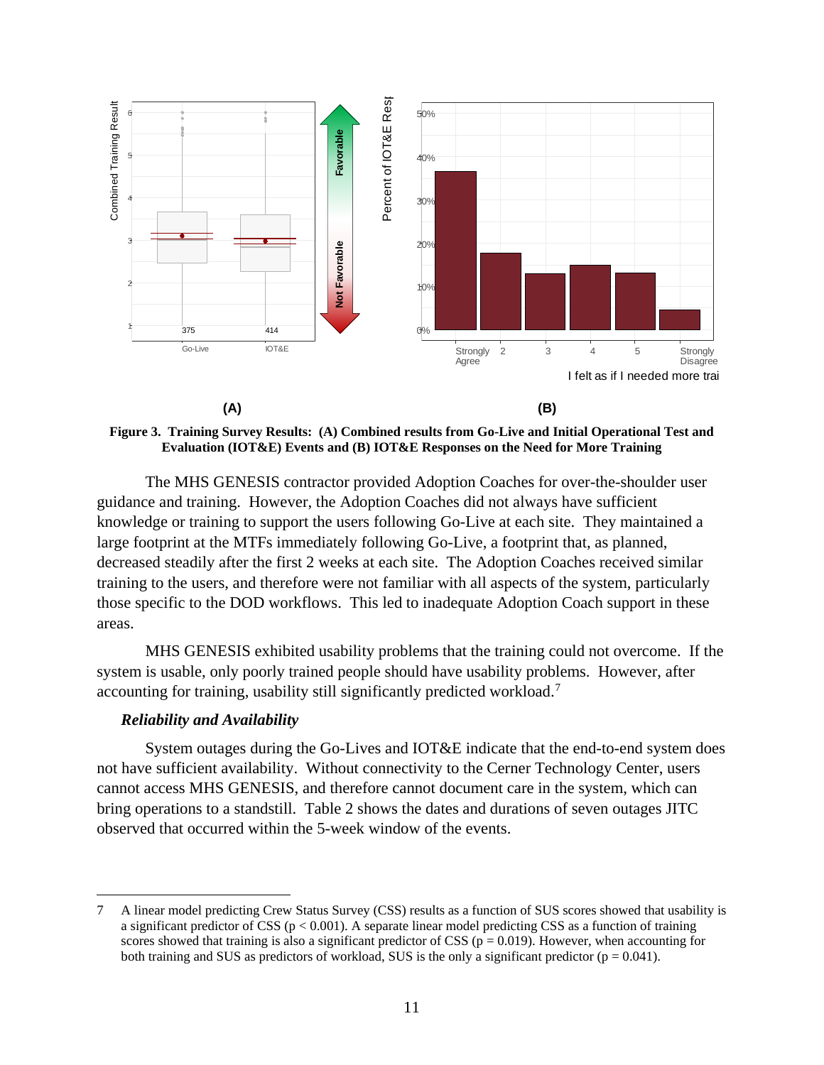**(A)** **(B)**

**Figure 3. Training Survey Results: (A) Combined results from Go-Live and Initial Operational Test and Evaluation (IOT&E) Events and (B) IOT&E Responses on the Need for More Training**

The MHS GENESIS contractor provided Adoption Coaches for over-the-shoulder user guidance and training. However, the Adoption Coaches did not always have sufficient knowledge or training to support the users following Go-Live at each site. They maintained a large footprint at the MTFs immediately following Go-Live, a footprint that, as planned, decreased steadily after the first 2 weeks at each site. The Adoption Coaches received similar training to the users, and therefore were not familiar with all aspects of the system, particularly those specific to the DOD workflows. This led to inadequate Adoption Coach support in these areas.

MHS GENESIS exhibited usability problems that the training could not overcome. If the system is usable, only poorly trained people should have usability problems. However, after accounting for training, usability still significantly predicted workload.[7]

### *Reliability and Availability*

System outages during the Go-Lives and IOT&E indicate that the end-to-end system does not have sufficient availability. Without connectivity to the Cerner Technology Center, users cannot access MHS GENESIS, and therefore cannot document care in the system, which can bring operations to a standstill. Table 2 shows the dates and durations of seven outages JITC observed that occurred within the 5-week window of the events.

---

7 A linear model predicting Crew Status Survey (CSS) results as a function of SUS scores showed that usability is a significant predictor of CSS ($p < 0.001$). A separate linear model predicting CSS as a function of training scores showed that training is also a significant predictor of CSS ($p = 0.019$). However, when accounting for both training and SUS as predictors of workload, SUS is the only a significant predictor ($p = 0.041$).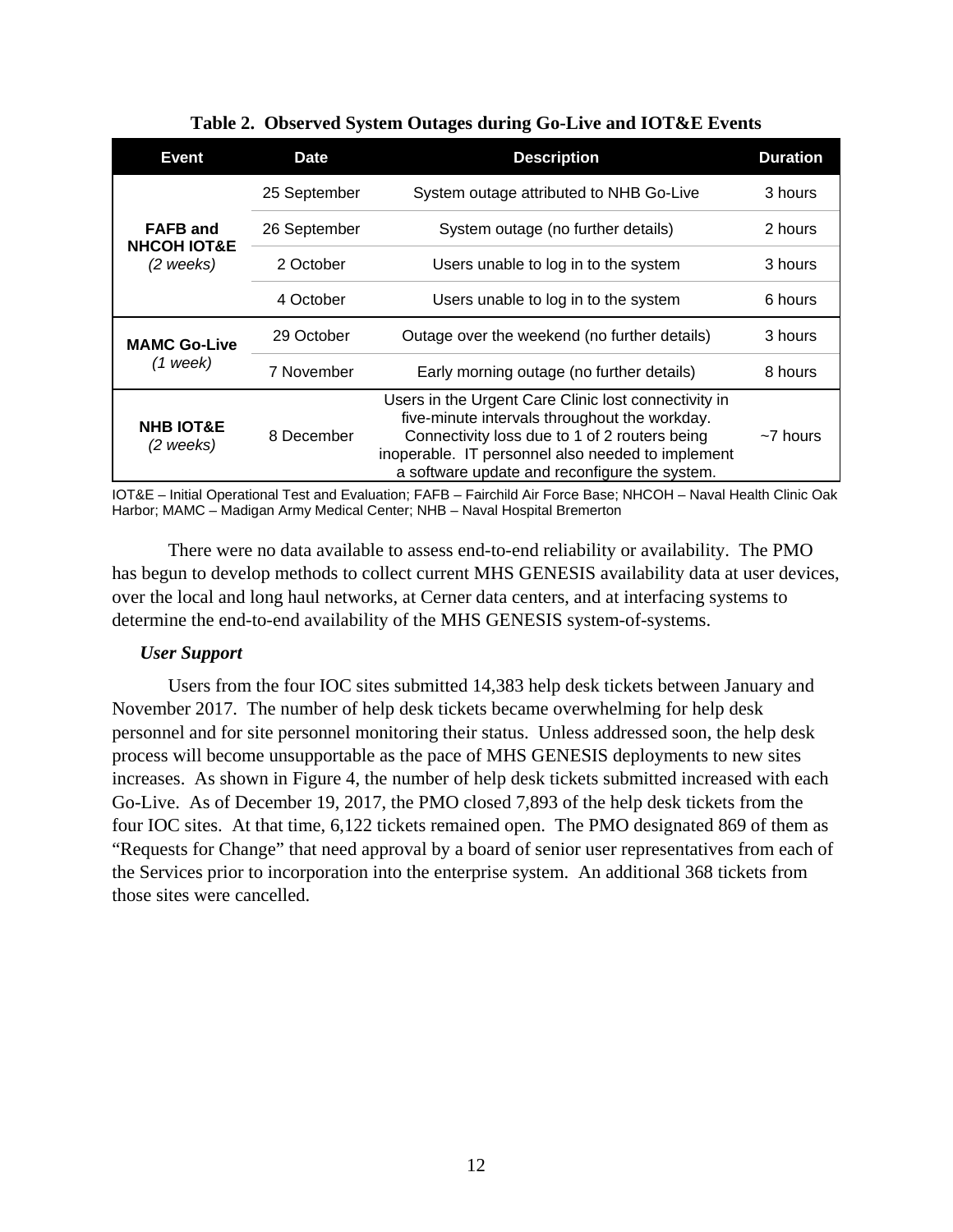**Table 2. Observed System Outages during Go-Live and IOT&E Events**

| Event | Date | Description | Duration |
|---|---|---|---|
| **FAFB and NHCOH IOT&E** *(2 weeks)* | 25 September | System outage attributed to NHB Go-Live | 3 hours |
| | 26 September | System outage (no further details) | 2 hours |
| | 2 October | Users unable to log in to the system | 3 hours |
| | 4 October | Users unable to log in to the system | 6 hours |
| **MAMC Go-Live** *(1 week)* | 29 October | Outage over the weekend (no further details) | 3 hours |
| | 7 November | Early morning outage (no further details) | 8 hours |
| **NHB IOT&E** *(2 weeks)* | 8 December | Users in the Urgent Care Clinic lost connectivity in five-minute intervals throughout the workday. Connectivity loss due to 1 of 2 routers being inoperable. IT personnel also needed to implement a software update and reconfigure the system. | ~7 hours |

IOT&E – Initial Operational Test and Evaluation; FAFB – Fairchild Air Force Base; NHCOH – Naval Health Clinic Oak Harbor; MAMC – Madigan Army Medical Center; NHB – Naval Hospital Bremerton

There were no data available to assess end-to-end reliability or availability. The PMO has begun to develop methods to collect current MHS GENESIS availability data at user devices, over the local and long haul networks, at Cerner data centers, and at interfacing systems to determine the end-to-end availability of the MHS GENESIS system-of-systems.

***User Support***

Users from the four IOC sites submitted 14,383 help desk tickets between January and November 2017. The number of help desk tickets became overwhelming for help desk personnel and for site personnel monitoring their status. Unless addressed soon, the help desk process will become unsupportable as the pace of MHS GENESIS deployments to new sites increases. As shown in Figure 4, the number of help desk tickets submitted increased with each Go-Live. As of December 19, 2017, the PMO closed 7,893 of the help desk tickets from the four IOC sites. At that time, 6,122 tickets remained open. The PMO designated 869 of them as "Requests for Change" that need approval by a board of senior user representatives from each of the Services prior to incorporation into the enterprise system. An additional 368 tickets from those sites were cancelled.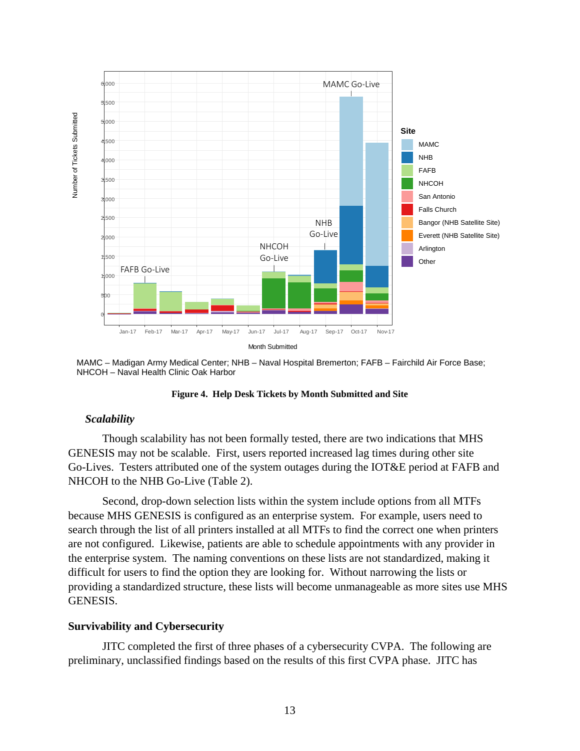MAMC – Madigan Army Medical Center; NHB – Naval Hospital Bremerton; FAFB – Fairchild Air Force Base; NHCOH – Naval Health Clinic Oak Harbor

**Figure 4. Help Desk Tickets by Month Submitted and Site**

### *Scalability*

Though scalability has not been formally tested, there are two indications that MHS GENESIS may not be scalable. First, users reported increased lag times during other site Go-Lives. Testers attributed one of the system outages during the IOT&E period at FAFB and NHCOH to the NHB Go-Live (Table 2).

Second, drop-down selection lists within the system include options from all MTFs because MHS GENESIS is configured as an enterprise system. For example, users need to search through the list of all printers installed at all MTFs to find the correct one when printers are not configured. Likewise, patients are able to schedule appointments with any provider in the enterprise system. The naming conventions on these lists are not standardized, making it difficult for users to find the option they are looking for. Without narrowing the lists or providing a standardized structure, these lists will become unmanageable as more sites use MHS GENESIS.

## Survivability and Cybersecurity

JITC completed the first of three phases of a cybersecurity CVPA. The following are preliminary, unclassified findings based on the results of this first CVPA phase. JITC has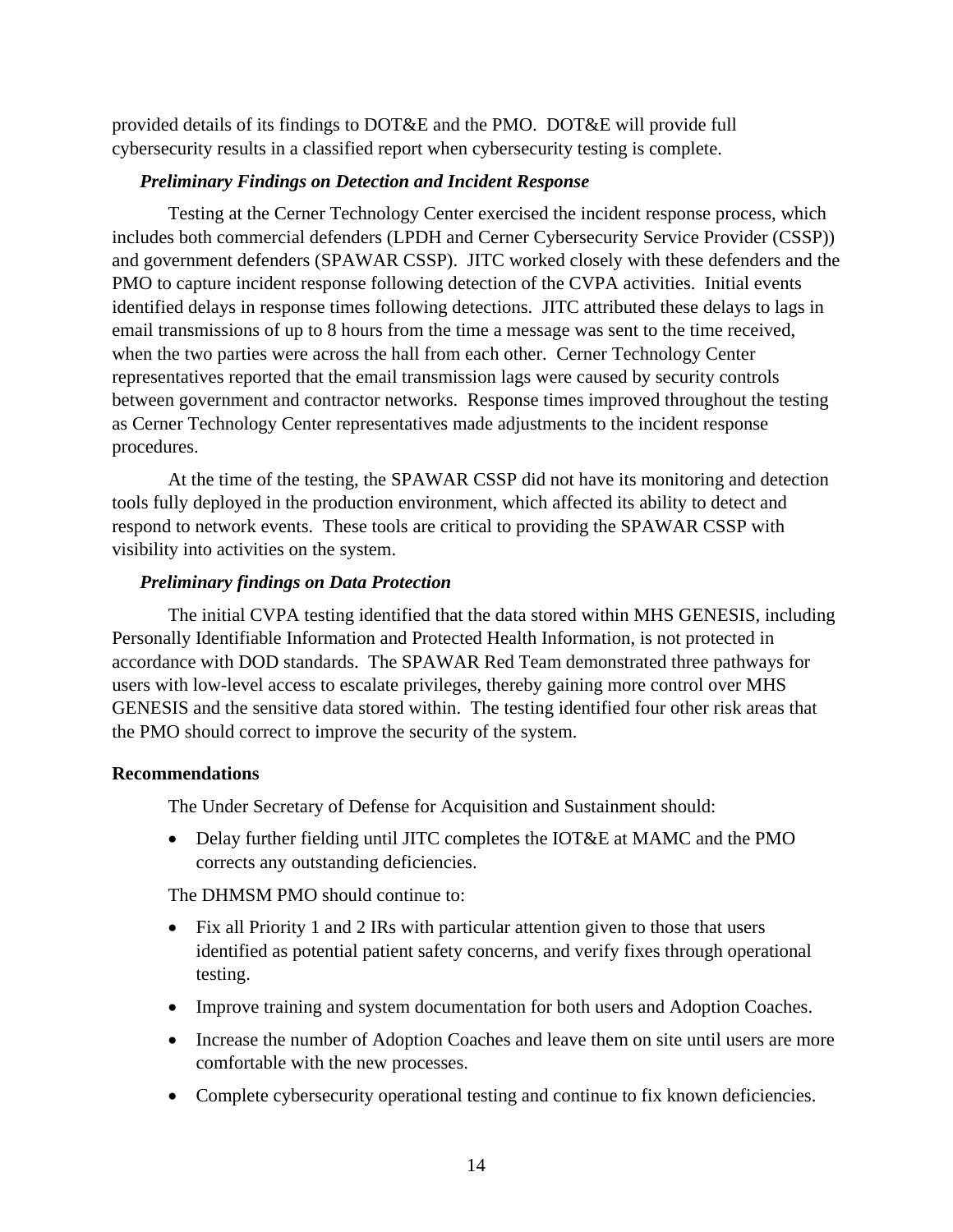provided details of its findings to DOT&E and the PMO. DOT&E will provide full cybersecurity results in a classified report when cybersecurity testing is complete.

### *Preliminary Findings on Detection and Incident Response*

Testing at the Cerner Technology Center exercised the incident response process, which includes both commercial defenders (LPDH and Cerner Cybersecurity Service Provider (CSSP)) and government defenders (SPAWAR CSSP). JITC worked closely with these defenders and the PMO to capture incident response following detection of the CVPA activities. Initial events identified delays in response times following detections. JITC attributed these delays to lags in email transmissions of up to 8 hours from the time a message was sent to the time received, when the two parties were across the hall from each other. Cerner Technology Center representatives reported that the email transmission lags were caused by security controls between government and contractor networks. Response times improved throughout the testing as Cerner Technology Center representatives made adjustments to the incident response procedures.

At the time of the testing, the SPAWAR CSSP did not have its monitoring and detection tools fully deployed in the production environment, which affected its ability to detect and respond to network events. These tools are critical to providing the SPAWAR CSSP with visibility into activities on the system.

### *Preliminary findings on Data Protection*

The initial CVPA testing identified that the data stored within MHS GENESIS, including Personally Identifiable Information and Protected Health Information, is not protected in accordance with DOD standards. The SPAWAR Red Team demonstrated three pathways for users with low-level access to escalate privileges, thereby gaining more control over MHS GENESIS and the sensitive data stored within. The testing identified four other risk areas that the PMO should correct to improve the security of the system.

## Recommendations

The Under Secretary of Defense for Acquisition and Sustainment should:

- Delay further fielding until JITC completes the IOT&E at MAMC and the PMO corrects any outstanding deficiencies.

The DHMSM PMO should continue to:

- Fix all Priority 1 and 2 IRs with particular attention given to those that users identified as potential patient safety concerns, and verify fixes through operational testing.
- Improve training and system documentation for both users and Adoption Coaches.
- Increase the number of Adoption Coaches and leave them on site until users are more comfortable with the new processes.
- Complete cybersecurity operational testing and continue to fix known deficiencies.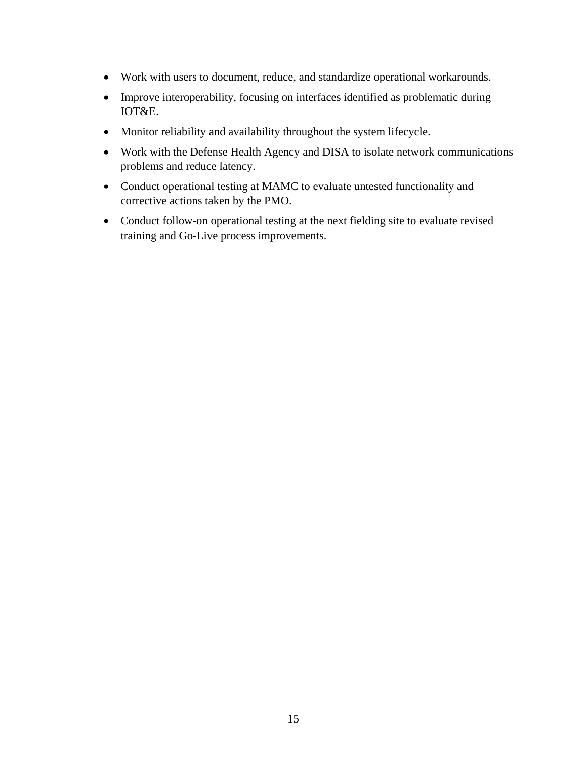- Work with users to document, reduce, and standardize operational workarounds.
- Improve interoperability, focusing on interfaces identified as problematic during IOT&E.
- Monitor reliability and availability throughout the system lifecycle.
- Work with the Defense Health Agency and DISA to isolate network communications problems and reduce latency.
- Conduct operational testing at MAMC to evaluate untested functionality and corrective actions taken by the PMO.
- Conduct follow-on operational testing at the next fielding site to evaluate revised training and Go-Live process improvements.